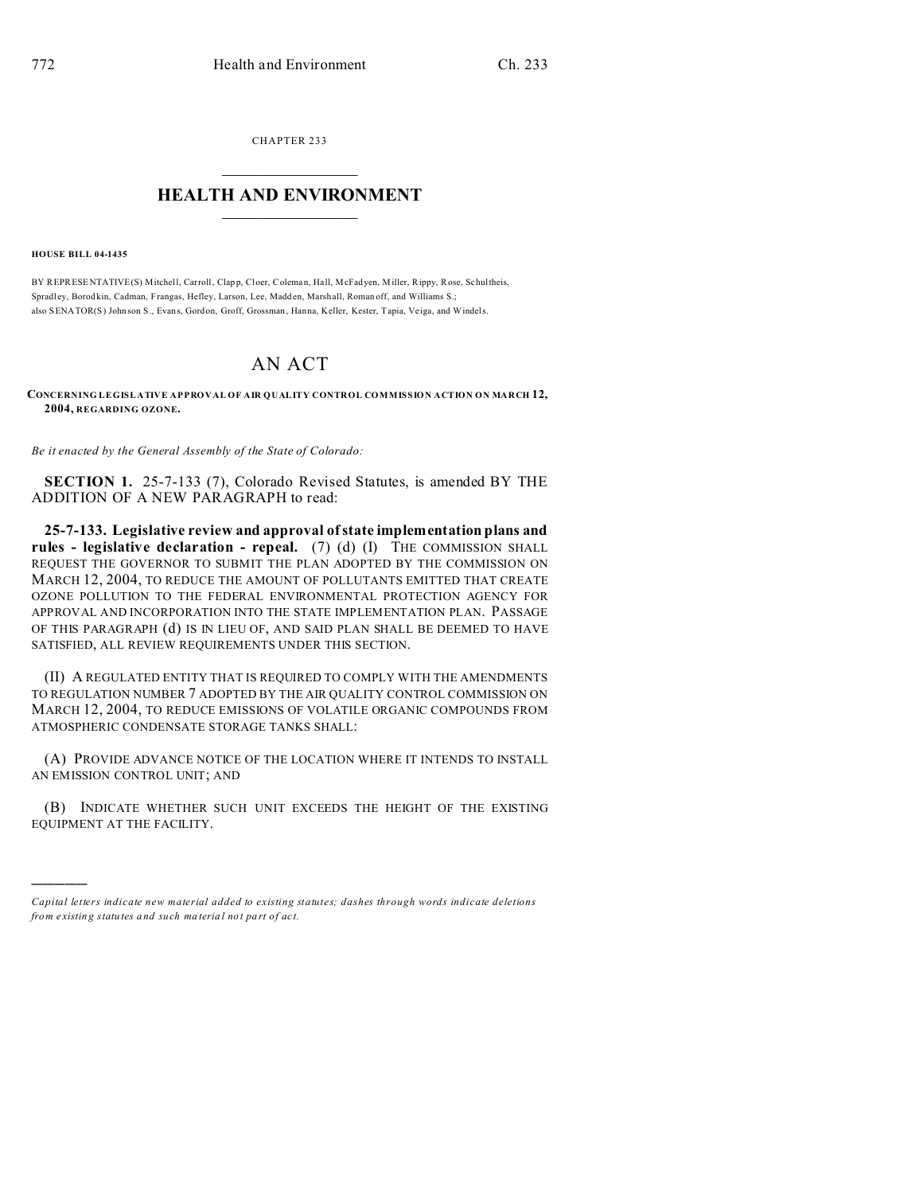CHAPTER 233

# HEALTH AND ENVIRONMENT

**HOUSE BILL 04-1435**

BY REPRESENTATIVE(S) Mitchell, Carroll, Clapp, Cloer, Coleman, Hall, McFadyen, Miller, Rippy, Rose, Schultheis, Spradley, Borodkin, Cadman, Frangas, Hefley, Larson, Lee, Madden, Marshall, Romanoff, and Williams S.;
also SENATOR(S) Johnson S., Evans, Gordon, Groff, Grossman, Hanna, Keller, Kester, Tapia, Veiga, and Windels.

# AN ACT

**CONCERNING LEGISLATIVE APPROVAL OF AIR QUALITY CONTROL COMMISSION ACTION ON MARCH 12, 2004, REGARDING OZONE.**

*Be it enacted by the General Assembly of the State of Colorado:*

**SECTION 1.** 25-7-133 (7), Colorado Revised Statutes, is amended BY THE ADDITION OF A NEW PARAGRAPH to read:

**25-7-133. Legislative review and approval of state implementation plans and rules - legislative declaration - repeal.** (7) (d) (I) THE COMMISSION SHALL REQUEST THE GOVERNOR TO SUBMIT THE PLAN ADOPTED BY THE COMMISSION ON MARCH 12, 2004, TO REDUCE THE AMOUNT OF POLLUTANTS EMITTED THAT CREATE OZONE POLLUTION TO THE FEDERAL ENVIRONMENTAL PROTECTION AGENCY FOR APPROVAL AND INCORPORATION INTO THE STATE IMPLEMENTATION PLAN. PASSAGE OF THIS PARAGRAPH (d) IS IN LIEU OF, AND SAID PLAN SHALL BE DEEMED TO HAVE SATISFIED, ALL REVIEW REQUIREMENTS UNDER THIS SECTION.

(II) A REGULATED ENTITY THAT IS REQUIRED TO COMPLY WITH THE AMENDMENTS TO REGULATION NUMBER 7 ADOPTED BY THE AIR QUALITY CONTROL COMMISSION ON MARCH 12, 2004, TO REDUCE EMISSIONS OF VOLATILE ORGANIC COMPOUNDS FROM ATMOSPHERIC CONDENSATE STORAGE TANKS SHALL:

(A) PROVIDE ADVANCE NOTICE OF THE LOCATION WHERE IT INTENDS TO INSTALL AN EMISSION CONTROL UNIT; AND

(B) INDICATE WHETHER SUCH UNIT EXCEEDS THE HEIGHT OF THE EXISTING EQUIPMENT AT THE FACILITY.

---

*Capital letters indicate new material added to existing statutes; dashes through words indicate deletions from existing statutes and such material not part of act.*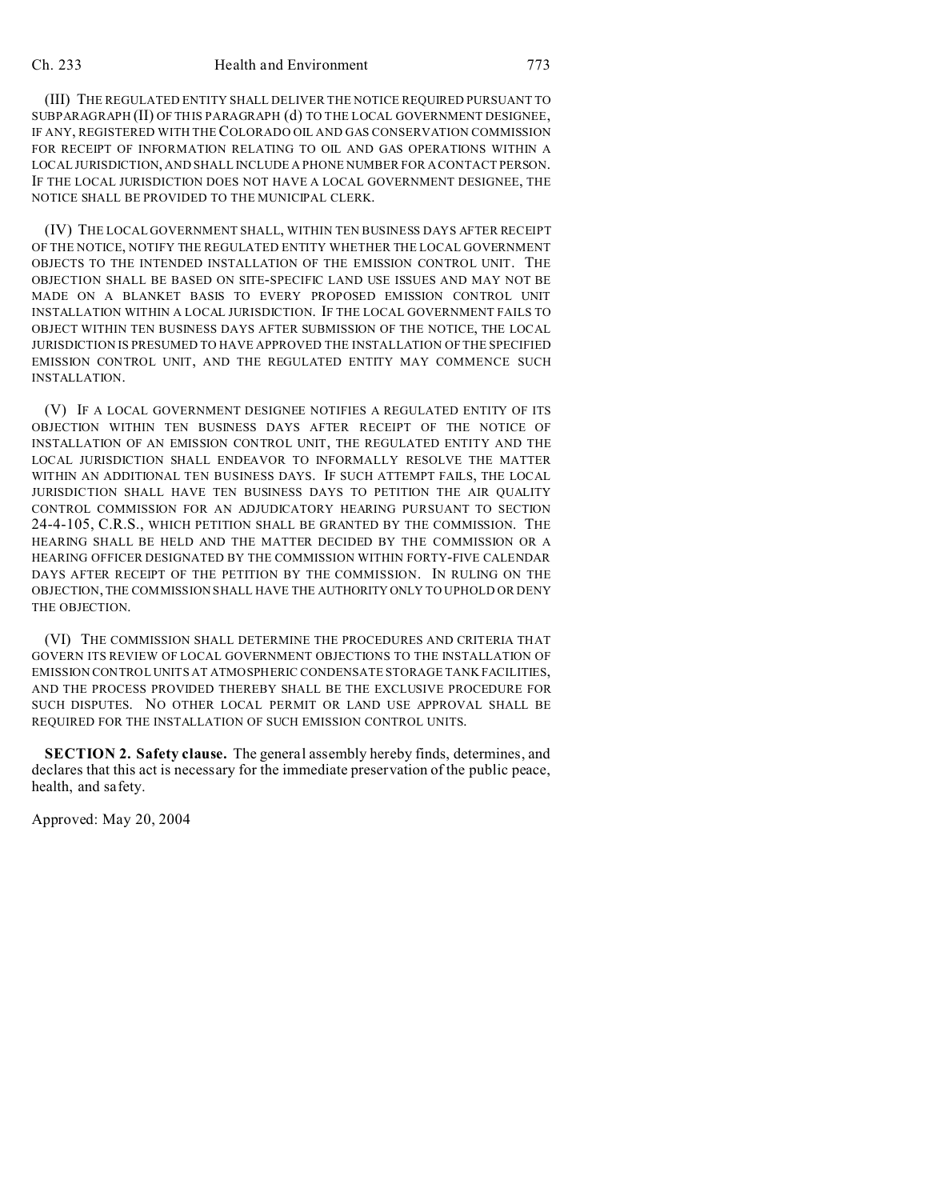(III) THE REGULATED ENTITY SHALL DELIVER THE NOTICE REQUIRED PURSUANT TO SUBPARAGRAPH (II) OF THIS PARAGRAPH (d) TO THE LOCAL GOVERNMENT DESIGNEE, IF ANY, REGISTERED WITH THE COLORADO OIL AND GAS CONSERVATION COMMISSION FOR RECEIPT OF INFORMATION RELATING TO OIL AND GAS OPERATIONS WITHIN A LOCAL JURISDICTION, AND SHALL INCLUDE A PHONE NUMBER FOR A CONTACT PERSON. IF THE LOCAL JURISDICTION DOES NOT HAVE A LOCAL GOVERNMENT DESIGNEE, THE NOTICE SHALL BE PROVIDED TO THE MUNICIPAL CLERK.

(IV) THE LOCAL GOVERNMENT SHALL, WITHIN TEN BUSINESS DAYS AFTER RECEIPT OF THE NOTICE, NOTIFY THE REGULATED ENTITY WHETHER THE LOCAL GOVERNMENT OBJECTS TO THE INTENDED INSTALLATION OF THE EMISSION CONTROL UNIT. THE OBJECTION SHALL BE BASED ON SITE-SPECIFIC LAND USE ISSUES AND MAY NOT BE MADE ON A BLANKET BASIS TO EVERY PROPOSED EMISSION CONTROL UNIT INSTALLATION WITHIN A LOCAL JURISDICTION. IF THE LOCAL GOVERNMENT FAILS TO OBJECT WITHIN TEN BUSINESS DAYS AFTER SUBMISSION OF THE NOTICE, THE LOCAL JURISDICTION IS PRESUMED TO HAVE APPROVED THE INSTALLATION OF THE SPECIFIED EMISSION CONTROL UNIT, AND THE REGULATED ENTITY MAY COMMENCE SUCH INSTALLATION.

(V) IF A LOCAL GOVERNMENT DESIGNEE NOTIFIES A REGULATED ENTITY OF ITS OBJECTION WITHIN TEN BUSINESS DAYS AFTER RECEIPT OF THE NOTICE OF INSTALLATION OF AN EMISSION CONTROL UNIT, THE REGULATED ENTITY AND THE LOCAL JURISDICTION SHALL ENDEAVOR TO INFORMALLY RESOLVE THE MATTER WITHIN AN ADDITIONAL TEN BUSINESS DAYS. IF SUCH ATTEMPT FAILS, THE LOCAL JURISDICTION SHALL HAVE TEN BUSINESS DAYS TO PETITION THE AIR QUALITY CONTROL COMMISSION FOR AN ADJUDICATORY HEARING PURSUANT TO SECTION 24-4-105, C.R.S., WHICH PETITION SHALL BE GRANTED BY THE COMMISSION. THE HEARING SHALL BE HELD AND THE MATTER DECIDED BY THE COMMISSION OR A HEARING OFFICER DESIGNATED BY THE COMMISSION WITHIN FORTY-FIVE CALENDAR DAYS AFTER RECEIPT OF THE PETITION BY THE COMMISSION. IN RULING ON THE OBJECTION, THE COMMISSION SHALL HAVE THE AUTHORITY ONLY TO UPHOLD OR DENY THE OBJECTION.

(VI) THE COMMISSION SHALL DETERMINE THE PROCEDURES AND CRITERIA THAT GOVERN ITS REVIEW OF LOCAL GOVERNMENT OBJECTIONS TO THE INSTALLATION OF EMISSION CONTROL UNITS AT ATMOSPHERIC CONDENSATE STORAGE TANK FACILITIES, AND THE PROCESS PROVIDED THEREBY SHALL BE THE EXCLUSIVE PROCEDURE FOR SUCH DISPUTES. NO OTHER LOCAL PERMIT OR LAND USE APPROVAL SHALL BE REQUIRED FOR THE INSTALLATION OF SUCH EMISSION CONTROL UNITS.

**SECTION 2. Safety clause.** The general assembly hereby finds, determines, and declares that this act is necessary for the immediate preservation of the public peace, health, and safety.

Approved: May 20, 2004